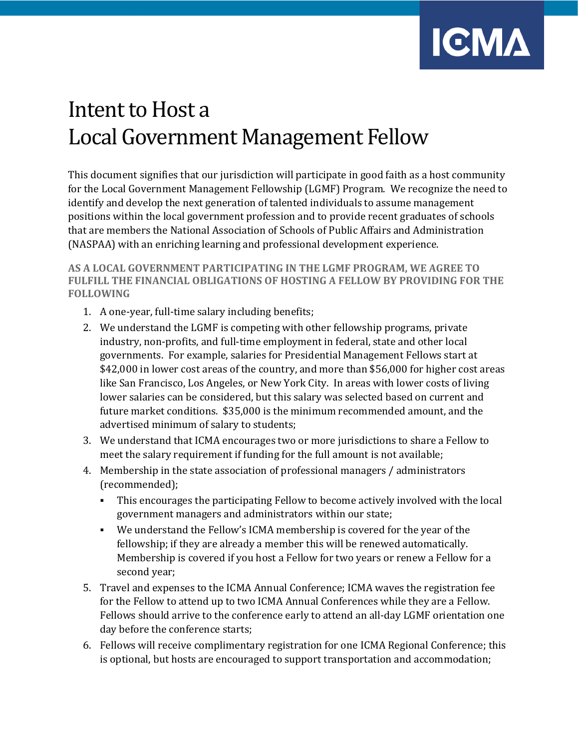# Intent to Host a Local Government Management Fellow

This document signifies that our jurisdiction will participate in good faith as a host community for the Local Government Management Fellowship (LGMF) Program. We recognize the need to identify and develop the next generation of talented individuals to assume management positions within the local government profession and to provide recent graduates of schools that are members the National Association of Schools of Public Affairs and Administration (NASPAA) with an enriching learning and professional development experience.

**AS A LOCAL GOVERNMENT PARTICIPATING IN THE LGMF PROGRAM, WE AGREE TO FULFILL THE FINANCIAL OBLIGATIONS OF HOSTING A FELLOW BY PROVIDING FOR THE FOLLOWING**

1. A one-year, full-time salary including benefits;
2. We understand the LGMF is competing with other fellowship programs, private industry, non-profits, and full-time employment in federal, state and other local governments. For example, salaries for Presidential Management Fellows start at $42,000 in lower cost areas of the country, and more than $56,000 for higher cost areas like San Francisco, Los Angeles, or New York City. In areas with lower costs of living lower salaries can be considered, but this salary was selected based on current and future market conditions. $35,000 is the minimum recommended amount, and the advertised minimum of salary to students;
3. We understand that ICMA encourages two or more jurisdictions to share a Fellow to meet the salary requirement if funding for the full amount is not available;
4. Membership in the state association of professional managers / administrators (recommended);
   - This encourages the participating Fellow to become actively involved with the local government managers and administrators within our state;
   - We understand the Fellow's ICMA membership is covered for the year of the fellowship; if they are already a member this will be renewed automatically. Membership is covered if you host a Fellow for two years or renew a Fellow for a second year;
5. Travel and expenses to the ICMA Annual Conference; ICMA waves the registration fee for the Fellow to attend up to two ICMA Annual Conferences while they are a Fellow. Fellows should arrive to the conference early to attend an all-day LGMF orientation one day before the conference starts;
6. Fellows will receive complimentary registration for one ICMA Regional Conference; this is optional, but hosts are encouraged to support transportation and accommodation;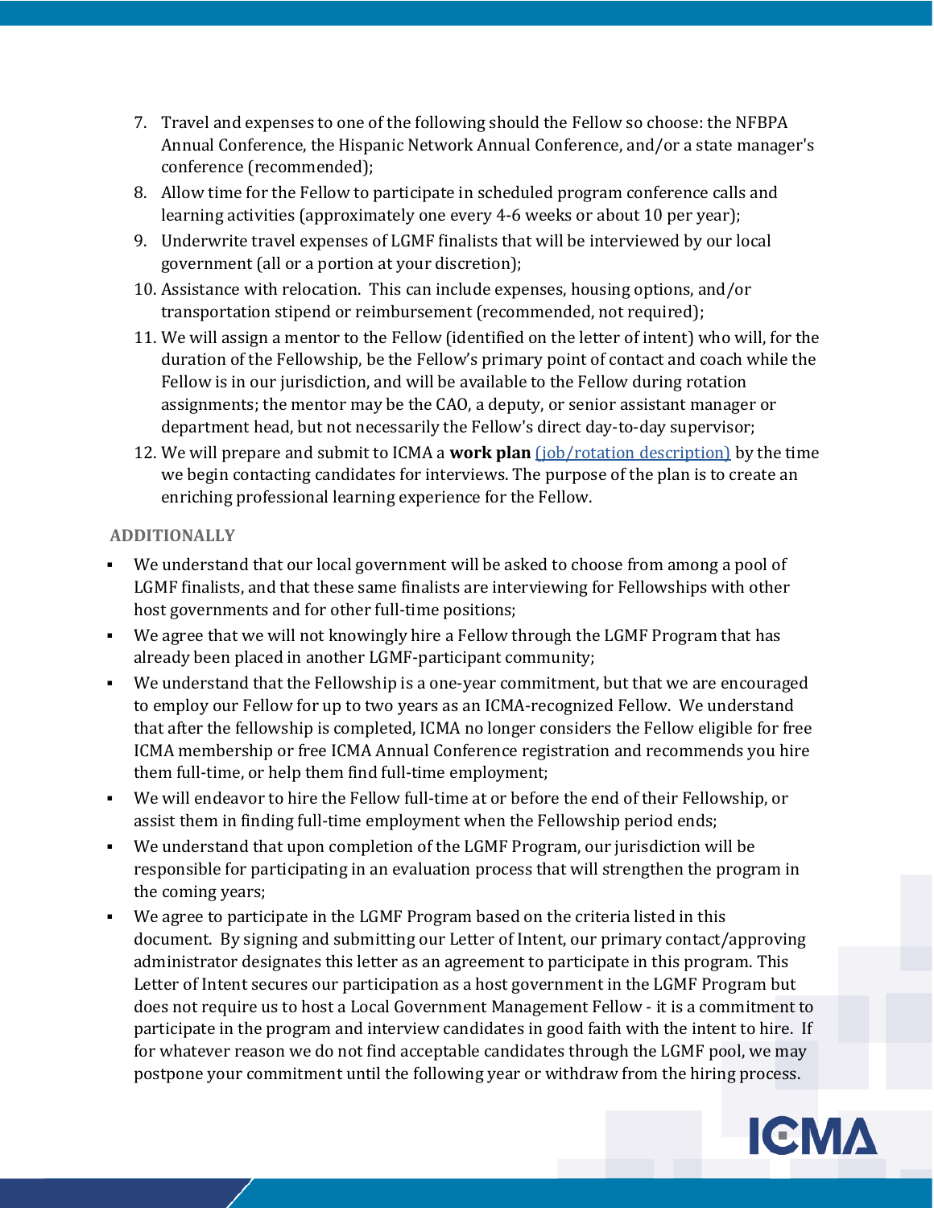7. Travel and expenses to one of the following should the Fellow so choose: the NFBPA Annual Conference, the Hispanic Network Annual Conference, and/or a state manager's conference (recommended);
8. Allow time for the Fellow to participate in scheduled program conference calls and learning activities (approximately one every 4-6 weeks or about 10 per year);
9. Underwrite travel expenses of LGMF finalists that will be interviewed by our local government (all or a portion at your discretion);
10. Assistance with relocation. This can include expenses, housing options, and/or transportation stipend or reimbursement (recommended, not required);
11. We will assign a mentor to the Fellow (identified on the letter of intent) who will, for the duration of the Fellowship, be the Fellow's primary point of contact and coach while the Fellow is in our jurisdiction, and will be available to the Fellow during rotation assignments; the mentor may be the CAO, a deputy, or senior assistant manager or department head, but not necessarily the Fellow's direct day-to-day supervisor;
12. We will prepare and submit to ICMA a **work plan** (job/rotation description) by the time we begin contacting candidates for interviews. The purpose of the plan is to create an enriching professional learning experience for the Fellow.

**ADDITIONALLY**

- We understand that our local government will be asked to choose from among a pool of LGMF finalists, and that these same finalists are interviewing for Fellowships with other host governments and for other full-time positions;
- We agree that we will not knowingly hire a Fellow through the LGMF Program that has already been placed in another LGMF-participant community;
- We understand that the Fellowship is a one-year commitment, but that we are encouraged to employ our Fellow for up to two years as an ICMA-recognized Fellow. We understand that after the fellowship is completed, ICMA no longer considers the Fellow eligible for free ICMA membership or free ICMA Annual Conference registration and recommends you hire them full-time, or help them find full-time employment;
- We will endeavor to hire the Fellow full-time at or before the end of their Fellowship, or assist them in finding full-time employment when the Fellowship period ends;
- We understand that upon completion of the LGMF Program, our jurisdiction will be responsible for participating in an evaluation process that will strengthen the program in the coming years;
- We agree to participate in the LGMF Program based on the criteria listed in this document. By signing and submitting our Letter of Intent, our primary contact/approving administrator designates this letter as an agreement to participate in this program. This Letter of Intent secures our participation as a host government in the LGMF Program but does not require us to host a Local Government Management Fellow - it is a commitment to participate in the program and interview candidates in good faith with the intent to hire. If for whatever reason we do not find acceptable candidates through the LGMF pool, we may postpone your commitment until the following year or withdraw from the hiring process.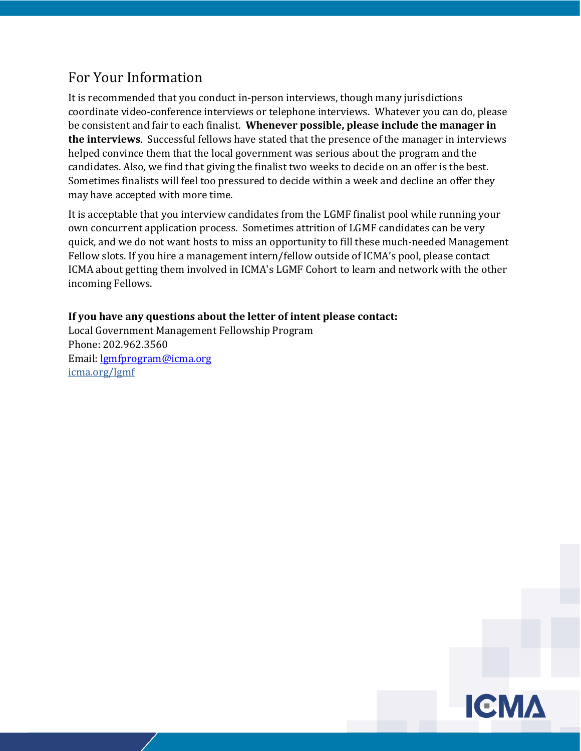## For Your Information

It is recommended that you conduct in-person interviews, though many jurisdictions coordinate video-conference interviews or telephone interviews. Whatever you can do, please be consistent and fair to each finalist. **Whenever possible, please include the manager in the interviews**. Successful fellows have stated that the presence of the manager in interviews helped convince them that the local government was serious about the program and the candidates. Also, we find that giving the finalist two weeks to decide on an offer is the best. Sometimes finalists will feel too pressured to decide within a week and decline an offer they may have accepted with more time.

It is acceptable that you interview candidates from the LGMF finalist pool while running your own concurrent application process. Sometimes attrition of LGMF candidates can be very quick, and we do not want hosts to miss an opportunity to fill these much-needed Management Fellow slots. If you hire a management intern/fellow outside of ICMA's pool, please contact ICMA about getting them involved in ICMA's LGMF Cohort to learn and network with the other incoming Fellows.

**If you have any questions about the letter of intent please contact:**
Local Government Management Fellowship Program
Phone: 202.962.3560
Email: lgmfprogram@icma.org
icma.org/lgmf

ICMA